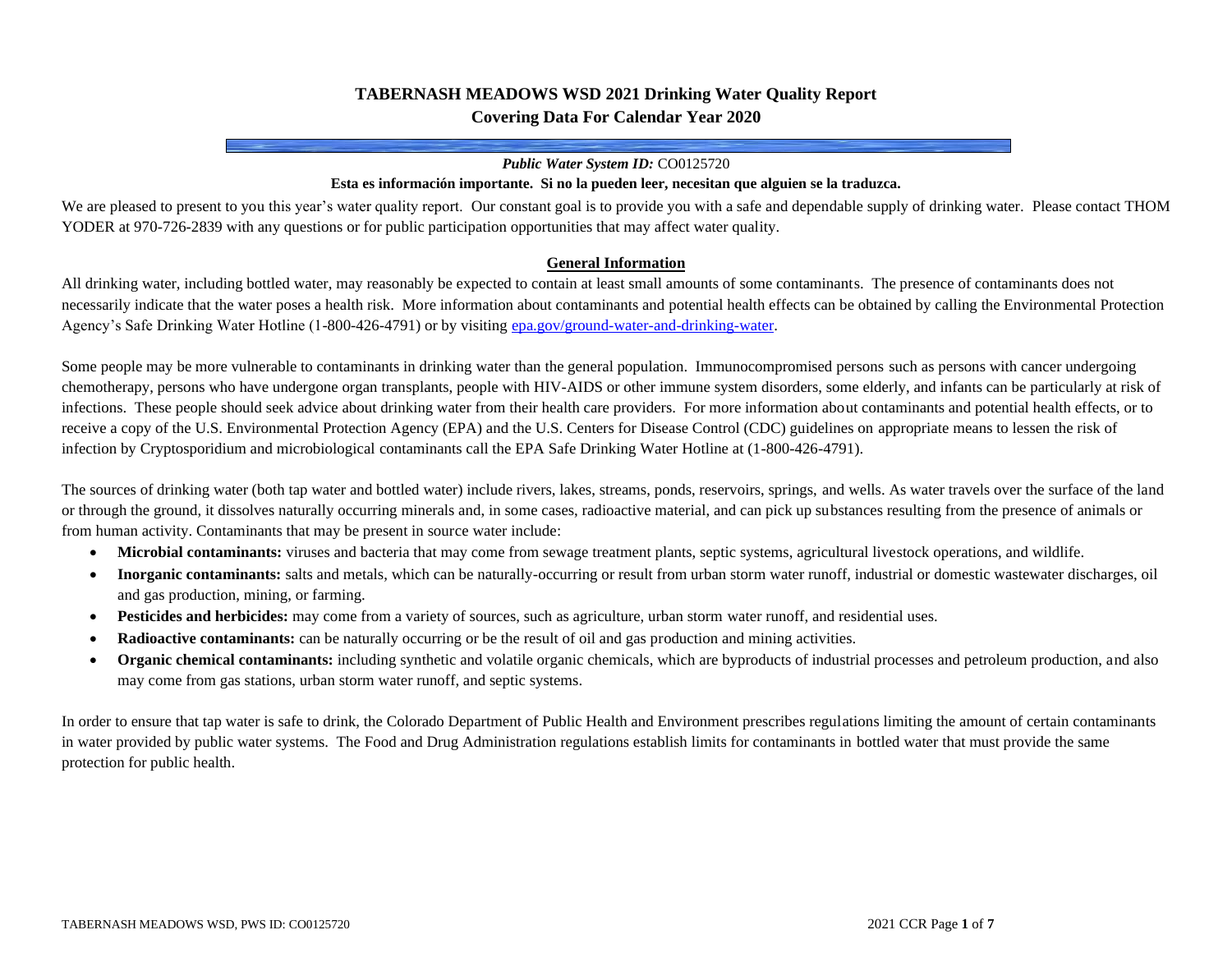# TABERNASH MEADOWS WSD 2021 Drinking Water Quality Report
## Covering Data For Calendar Year 2020

***Public Water System ID:*** CO0125720

**Esta es información importante. Si no la pueden leer, necesitan que alguien se la traduzca.**

We are pleased to present to you this year's water quality report. Our constant goal is to provide you with a safe and dependable supply of drinking water. Please contact THOM YODER at 970-726-2839 with any questions or for public participation opportunities that may affect water quality.

### General Information

All drinking water, including bottled water, may reasonably be expected to contain at least small amounts of some contaminants. The presence of contaminants does not necessarily indicate that the water poses a health risk. More information about contaminants and potential health effects can be obtained by calling the Environmental Protection Agency's Safe Drinking Water Hotline (1-800-426-4791) or by visiting epa.gov/ground-water-and-drinking-water.

Some people may be more vulnerable to contaminants in drinking water than the general population. Immunocompromised persons such as persons with cancer undergoing chemotherapy, persons who have undergone organ transplants, people with HIV-AIDS or other immune system disorders, some elderly, and infants can be particularly at risk of infections. These people should seek advice about drinking water from their health care providers. For more information about contaminants and potential health effects, or to receive a copy of the U.S. Environmental Protection Agency (EPA) and the U.S. Centers for Disease Control (CDC) guidelines on appropriate means to lessen the risk of infection by Cryptosporidium and microbiological contaminants call the EPA Safe Drinking Water Hotline at (1-800-426-4791).

The sources of drinking water (both tap water and bottled water) include rivers, lakes, streams, ponds, reservoirs, springs, and wells. As water travels over the surface of the land or through the ground, it dissolves naturally occurring minerals and, in some cases, radioactive material, and can pick up substances resulting from the presence of animals or from human activity. Contaminants that may be present in source water include:

- **Microbial contaminants:** viruses and bacteria that may come from sewage treatment plants, septic systems, agricultural livestock operations, and wildlife.
- **Inorganic contaminants:** salts and metals, which can be naturally-occurring or result from urban storm water runoff, industrial or domestic wastewater discharges, oil and gas production, mining, or farming.
- **Pesticides and herbicides:** may come from a variety of sources, such as agriculture, urban storm water runoff, and residential uses.
- **Radioactive contaminants:** can be naturally occurring or be the result of oil and gas production and mining activities.
- **Organic chemical contaminants:** including synthetic and volatile organic chemicals, which are byproducts of industrial processes and petroleum production, and also may come from gas stations, urban storm water runoff, and septic systems.

In order to ensure that tap water is safe to drink, the Colorado Department of Public Health and Environment prescribes regulations limiting the amount of certain contaminants in water provided by public water systems. The Food and Drug Administration regulations establish limits for contaminants in bottled water that must provide the same protection for public health.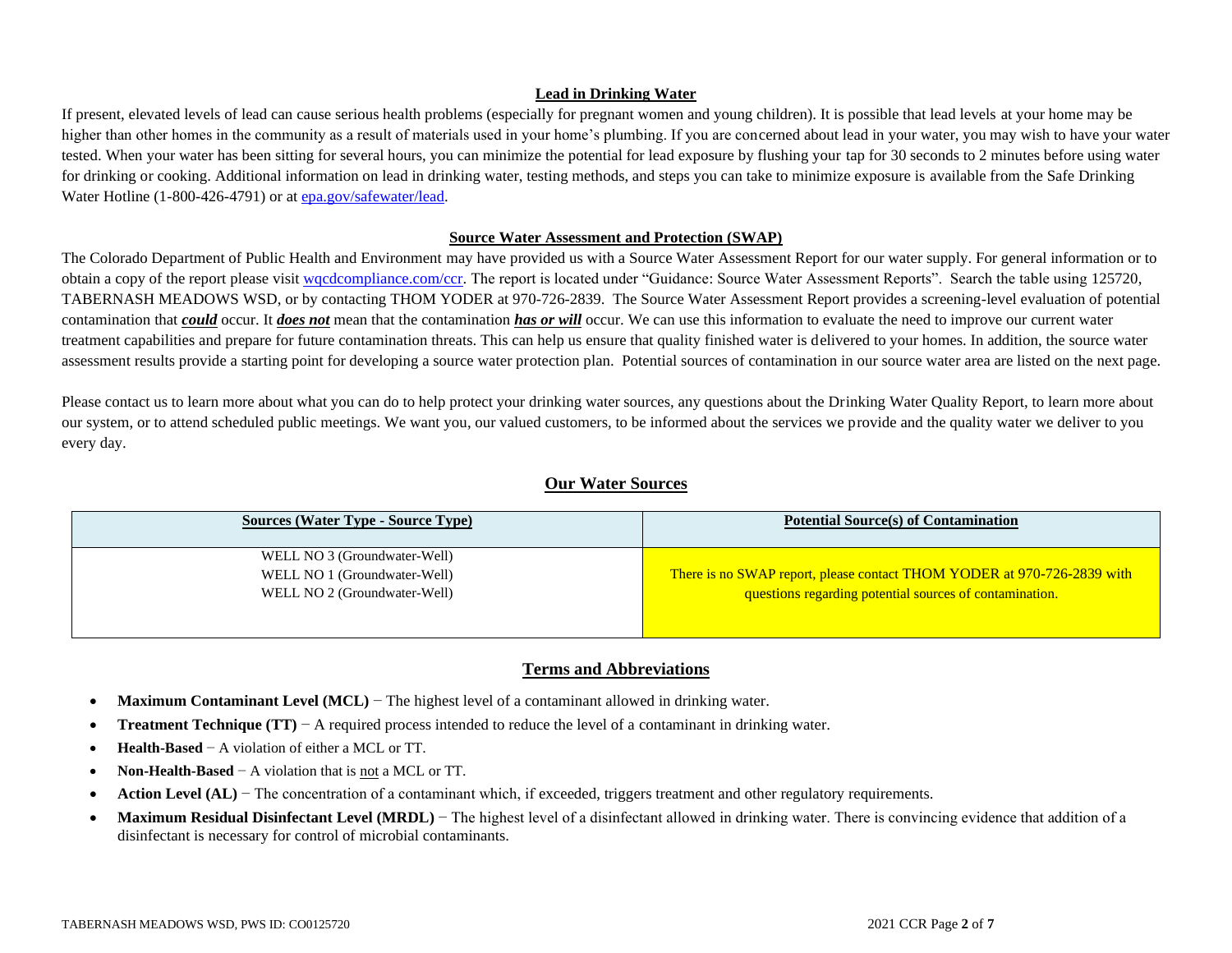## Lead in Drinking Water

If present, elevated levels of lead can cause serious health problems (especially for pregnant women and young children). It is possible that lead levels at your home may be higher than other homes in the community as a result of materials used in your home's plumbing. If you are concerned about lead in your water, you may wish to have your water tested. When your water has been sitting for several hours, you can minimize the potential for lead exposure by flushing your tap for 30 seconds to 2 minutes before using water for drinking or cooking. Additional information on lead in drinking water, testing methods, and steps you can take to minimize exposure is available from the Safe Drinking Water Hotline (1-800-426-4791) or at epa.gov/safewater/lead.

## Source Water Assessment and Protection (SWAP)

The Colorado Department of Public Health and Environment may have provided us with a Source Water Assessment Report for our water supply. For general information or to obtain a copy of the report please visit wqcdcompliance.com/ccr. The report is located under "Guidance: Source Water Assessment Reports". Search the table using 125720, TABERNASH MEADOWS WSD, or by contacting THOM YODER at 970-726-2839. The Source Water Assessment Report provides a screening-level evaluation of potential contamination that ***could*** occur. It ***does not*** mean that the contamination ***has or will*** occur. We can use this information to evaluate the need to improve our current water treatment capabilities and prepare for future contamination threats. This can help us ensure that quality finished water is delivered to your homes. In addition, the source water assessment results provide a starting point for developing a source water protection plan. Potential sources of contamination in our source water area are listed on the next page.

Please contact us to learn more about what you can do to help protect your drinking water sources, any questions about the Drinking Water Quality Report, to learn more about our system, or to attend scheduled public meetings. We want you, our valued customers, to be informed about the services we provide and the quality water we deliver to you every day.

## Our Water Sources

| Sources (Water Type - Source Type) | Potential Source(s) of Contamination |
|---|---|
| WELL NO 3 (Groundwater-Well)<br>WELL NO 1 (Groundwater-Well)<br>WELL NO 2 (Groundwater-Well) | There is no SWAP report, please contact THOM YODER at 970-726-2839 with questions regarding potential sources of contamination. |

## Terms and Abbreviations

- **Maximum Contaminant Level (MCL)** − The highest level of a contaminant allowed in drinking water.
- **Treatment Technique (TT)** − A required process intended to reduce the level of a contaminant in drinking water.
- **Health-Based** − A violation of either a MCL or TT.
- **Non-Health-Based** − A violation that is not a MCL or TT.
- **Action Level (AL)** − The concentration of a contaminant which, if exceeded, triggers treatment and other regulatory requirements.
- **Maximum Residual Disinfectant Level (MRDL)** − The highest level of a disinfectant allowed in drinking water. There is convincing evidence that addition of a disinfectant is necessary for control of microbial contaminants.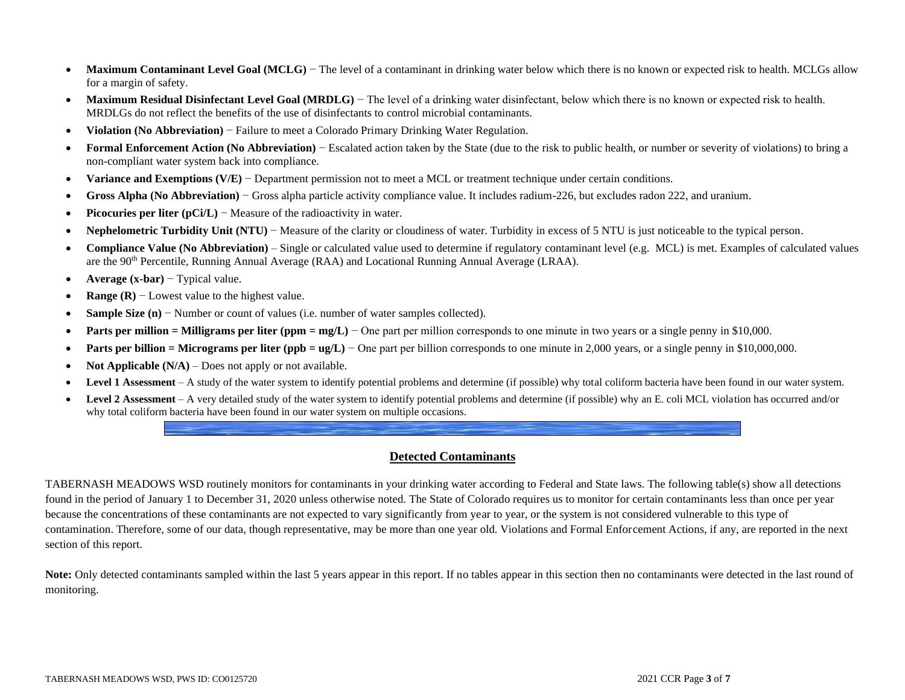- **Maximum Contaminant Level Goal (MCLG)** − The level of a contaminant in drinking water below which there is no known or expected risk to health. MCLGs allow for a margin of safety.
- **Maximum Residual Disinfectant Level Goal (MRDLG)** − The level of a drinking water disinfectant, below which there is no known or expected risk to health. MRDLGs do not reflect the benefits of the use of disinfectants to control microbial contaminants.
- **Violation (No Abbreviation)** − Failure to meet a Colorado Primary Drinking Water Regulation.
- **Formal Enforcement Action (No Abbreviation)** − Escalated action taken by the State (due to the risk to public health, or number or severity of violations) to bring a non-compliant water system back into compliance.
- **Variance and Exemptions (V/E)** − Department permission not to meet a MCL or treatment technique under certain conditions.
- **Gross Alpha (No Abbreviation)** − Gross alpha particle activity compliance value. It includes radium-226, but excludes radon 222, and uranium.
- **Picocuries per liter (pCi/L)** − Measure of the radioactivity in water.
- **Nephelometric Turbidity Unit (NTU)** − Measure of the clarity or cloudiness of water. Turbidity in excess of 5 NTU is just noticeable to the typical person.
- **Compliance Value (No Abbreviation)** – Single or calculated value used to determine if regulatory contaminant level (e.g. MCL) is met. Examples of calculated values are the 90th Percentile, Running Annual Average (RAA) and Locational Running Annual Average (LRAA).
- **Average (x-bar)** − Typical value.
- **Range (R)** − Lowest value to the highest value.
- **Sample Size (n)** − Number or count of values (i.e. number of water samples collected).
- **Parts per million = Milligrams per liter (ppm = mg/L)** − One part per million corresponds to one minute in two years or a single penny in $10,000.
- **Parts per billion = Micrograms per liter (ppb = ug/L)** − One part per billion corresponds to one minute in 2,000 years, or a single penny in $10,000,000.
- **Not Applicable (N/A)** – Does not apply or not available.
- **Level 1 Assessment** – A study of the water system to identify potential problems and determine (if possible) why total coliform bacteria have been found in our water system.
- **Level 2 Assessment** – A very detailed study of the water system to identify potential problems and determine (if possible) why an E. coli MCL violation has occurred and/or why total coliform bacteria have been found in our water system on multiple occasions.

## Detected Contaminants

TABERNASH MEADOWS WSD routinely monitors for contaminants in your drinking water according to Federal and State laws. The following table(s) show all detections found in the period of January 1 to December 31, 2020 unless otherwise noted. The State of Colorado requires us to monitor for certain contaminants less than once per year because the concentrations of these contaminants are not expected to vary significantly from year to year, or the system is not considered vulnerable to this type of contamination. Therefore, some of our data, though representative, may be more than one year old. Violations and Formal Enforcement Actions, if any, are reported in the next section of this report.

**Note:** Only detected contaminants sampled within the last 5 years appear in this report. If no tables appear in this section then no contaminants were detected in the last round of monitoring.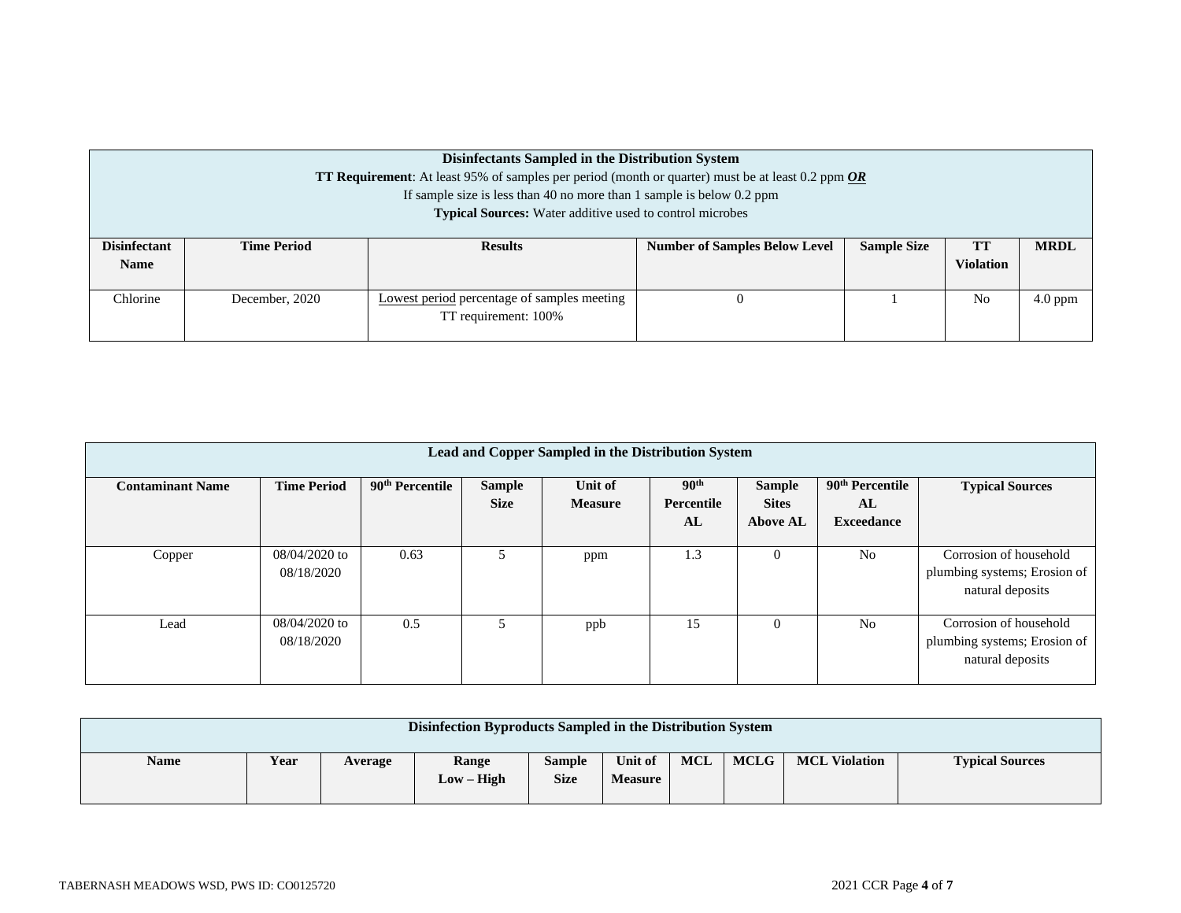| **Disinfectants Sampled in the Distribution System**<br>**TT Requirement**: At least 95% of samples per period (month or quarter) must be at least 0.2 ppm ***OR***<br>If sample size is less than 40 no more than 1 sample is below 0.2 ppm<br>**Typical Sources:** Water additive used to control microbes | | | | | | |
|---|---|---|---|---|---|---|
| **Disinfectant Name** | **Time Period** | **Results** | **Number of Samples Below Level** | **Sample Size** | **TT Violation** | **MRDL** |
| Chlorine | December, 2020 | Lowest period percentage of samples meeting TT requirement: 100% | 0 | 1 | No | 4.0 ppm |

| **Lead and Copper Sampled in the Distribution System** | | | | | | | | |
|---|---|---|---|---|---|---|---|---|
| **Contaminant Name** | **Time Period** | **90th Percentile** | **Sample Size** | **Unit of Measure** | **90th Percentile AL** | **Sample Sites Above AL** | **90th Percentile AL Exceedance** | **Typical Sources** |
| Copper | 08/04/2020 to 08/18/2020 | 0.63 | 5 | ppm | 1.3 | 0 | No | Corrosion of household plumbing systems; Erosion of natural deposits |
| Lead | 08/04/2020 to 08/18/2020 | 0.5 | 5 | ppb | 15 | 0 | No | Corrosion of household plumbing systems; Erosion of natural deposits |

| **Disinfection Byproducts Sampled in the Distribution System** | | | | | | | | | |
|---|---|---|---|---|---|---|---|---|---|
| **Name** | **Year** | **Average** | **Range Low – High** | **Sample Size** | **Unit of Measure** | **MCL** | **MCLG** | **MCL Violation** | **Typical Sources** |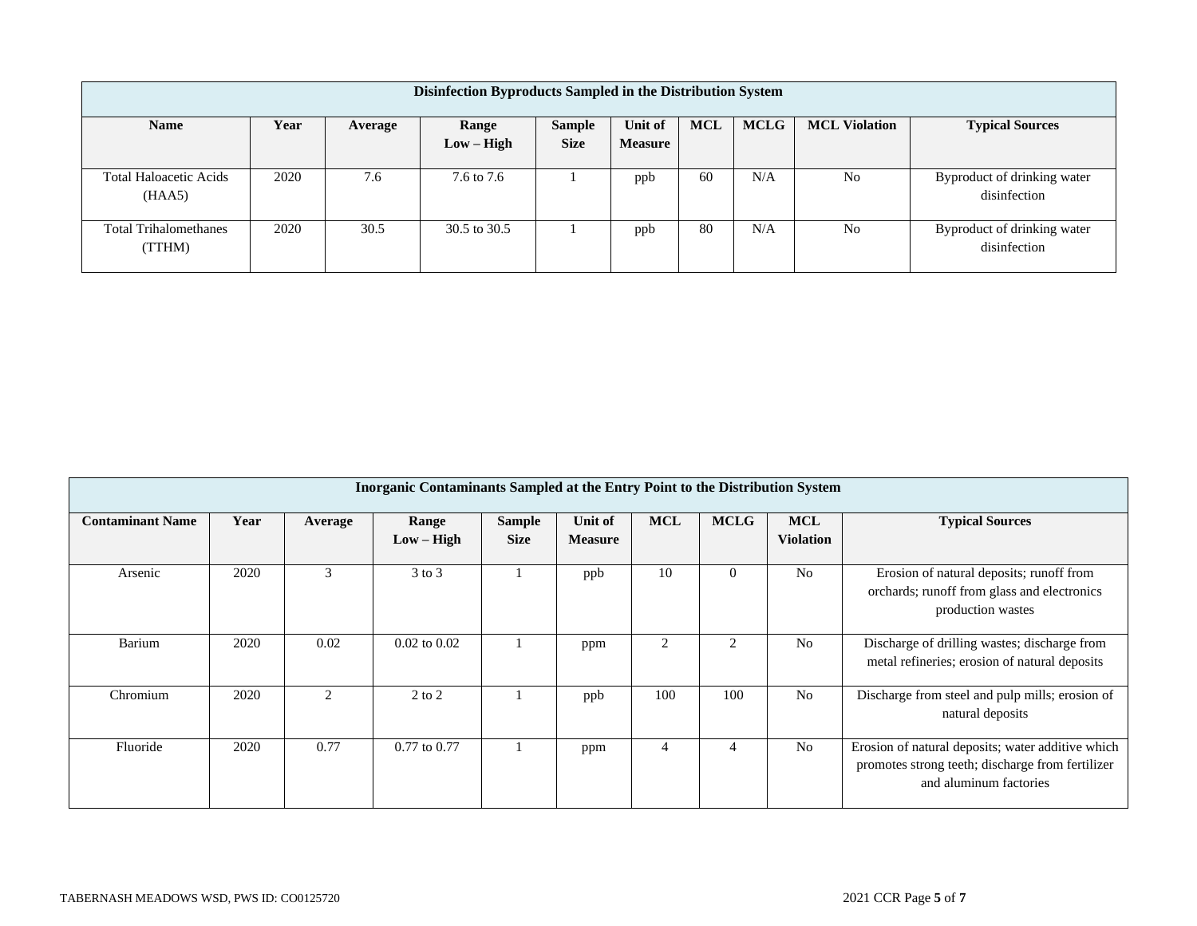| Disinfection Byproducts Sampled in the Distribution System | | | | | | | | | |
|---|---|---|---|---|---|---|---|---|---|
| **Name** | **Year** | **Average** | **Range Low – High** | **Sample Size** | **Unit of Measure** | **MCL** | **MCLG** | **MCL Violation** | **Typical Sources** |
| Total Haloacetic Acids (HAA5) | 2020 | 7.6 | 7.6 to 7.6 | 1 | ppb | 60 | N/A | No | Byproduct of drinking water disinfection |
| Total Trihalomethanes (TTHM) | 2020 | 30.5 | 30.5 to 30.5 | 1 | ppb | 80 | N/A | No | Byproduct of drinking water disinfection |

| Inorganic Contaminants Sampled at the Entry Point to the Distribution System | | | | | | | | | |
|---|---|---|---|---|---|---|---|---|---|
| **Contaminant Name** | **Year** | **Average** | **Range Low – High** | **Sample Size** | **Unit of Measure** | **MCL** | **MCLG** | **MCL Violation** | **Typical Sources** |
| Arsenic | 2020 | 3 | 3 to 3 | 1 | ppb | 10 | 0 | No | Erosion of natural deposits; runoff from orchards; runoff from glass and electronics production wastes |
| Barium | 2020 | 0.02 | 0.02 to 0.02 | 1 | ppm | 2 | 2 | No | Discharge of drilling wastes; discharge from metal refineries; erosion of natural deposits |
| Chromium | 2020 | 2 | 2 to 2 | 1 | ppb | 100 | 100 | No | Discharge from steel and pulp mills; erosion of natural deposits |
| Fluoride | 2020 | 0.77 | 0.77 to 0.77 | 1 | ppm | 4 | 4 | No | Erosion of natural deposits; water additive which promotes strong teeth; discharge from fertilizer and aluminum factories |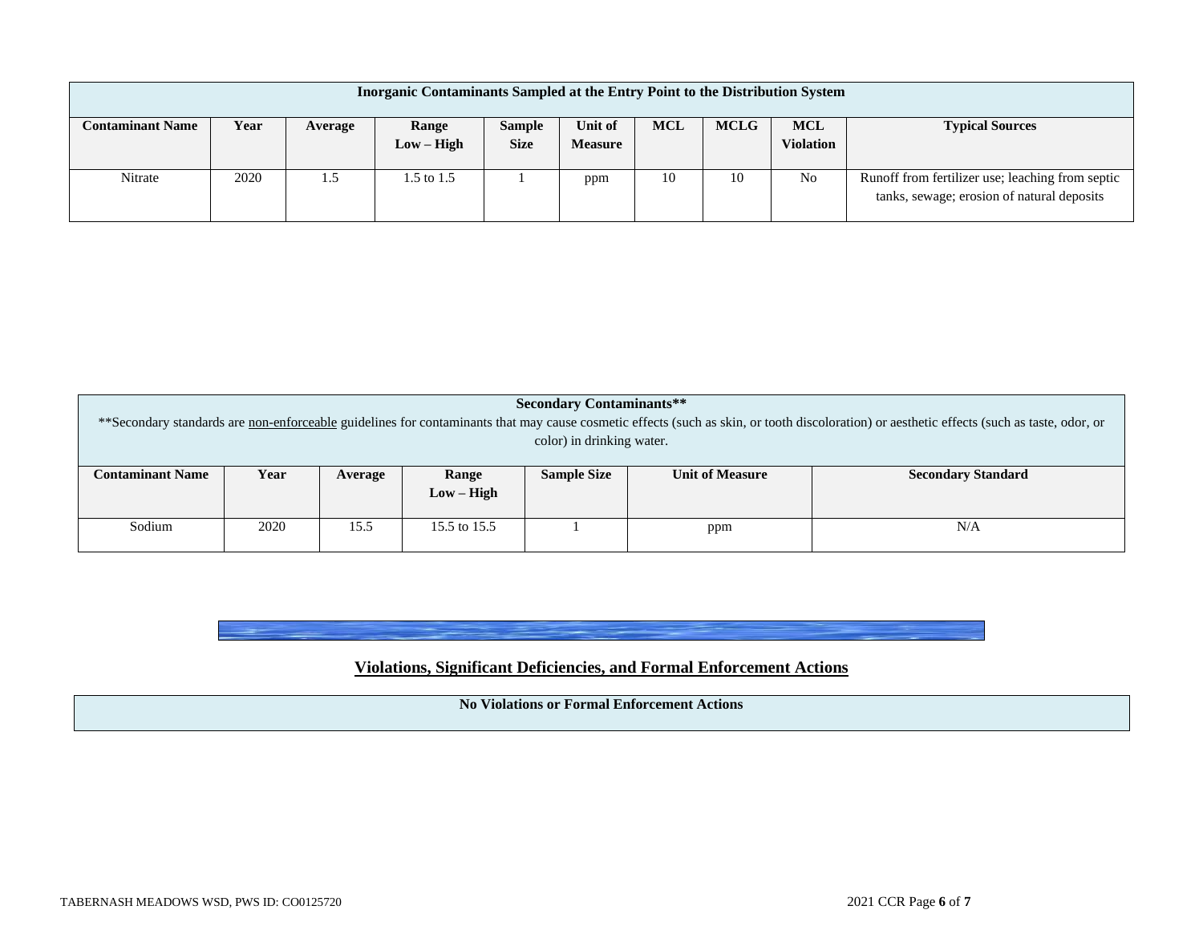| Inorganic Contaminants Sampled at the Entry Point to the Distribution System | | | | | | | | | |
|---|---|---|---|---|---|---|---|---|---|
| **Contaminant Name** | **Year** | **Average** | **Range Low – High** | **Sample Size** | **Unit of Measure** | **MCL** | **MCLG** | **MCL Violation** | **Typical Sources** |
| Nitrate | 2020 | 1.5 | 1.5 to 1.5 | 1 | ppm | 10 | 10 | No | Runoff from fertilizer use; leaching from septic tanks, sewage; erosion of natural deposits |

| Secondary Contaminants** <br> **Secondary standards are non-enforceable guidelines for contaminants that may cause cosmetic effects (such as skin, or tooth discoloration) or aesthetic effects (such as taste, odor, or color) in drinking water. | | | | | | |
|---|---|---|---|---|---|---|
| **Contaminant Name** | **Year** | **Average** | **Range Low – High** | **Sample Size** | **Unit of Measure** | **Secondary Standard** |
| Sodium | 2020 | 15.5 | 15.5 to 15.5 | 1 | ppm | N/A |

## Violations, Significant Deficiencies, and Formal Enforcement Actions

**No Violations or Formal Enforcement Actions**